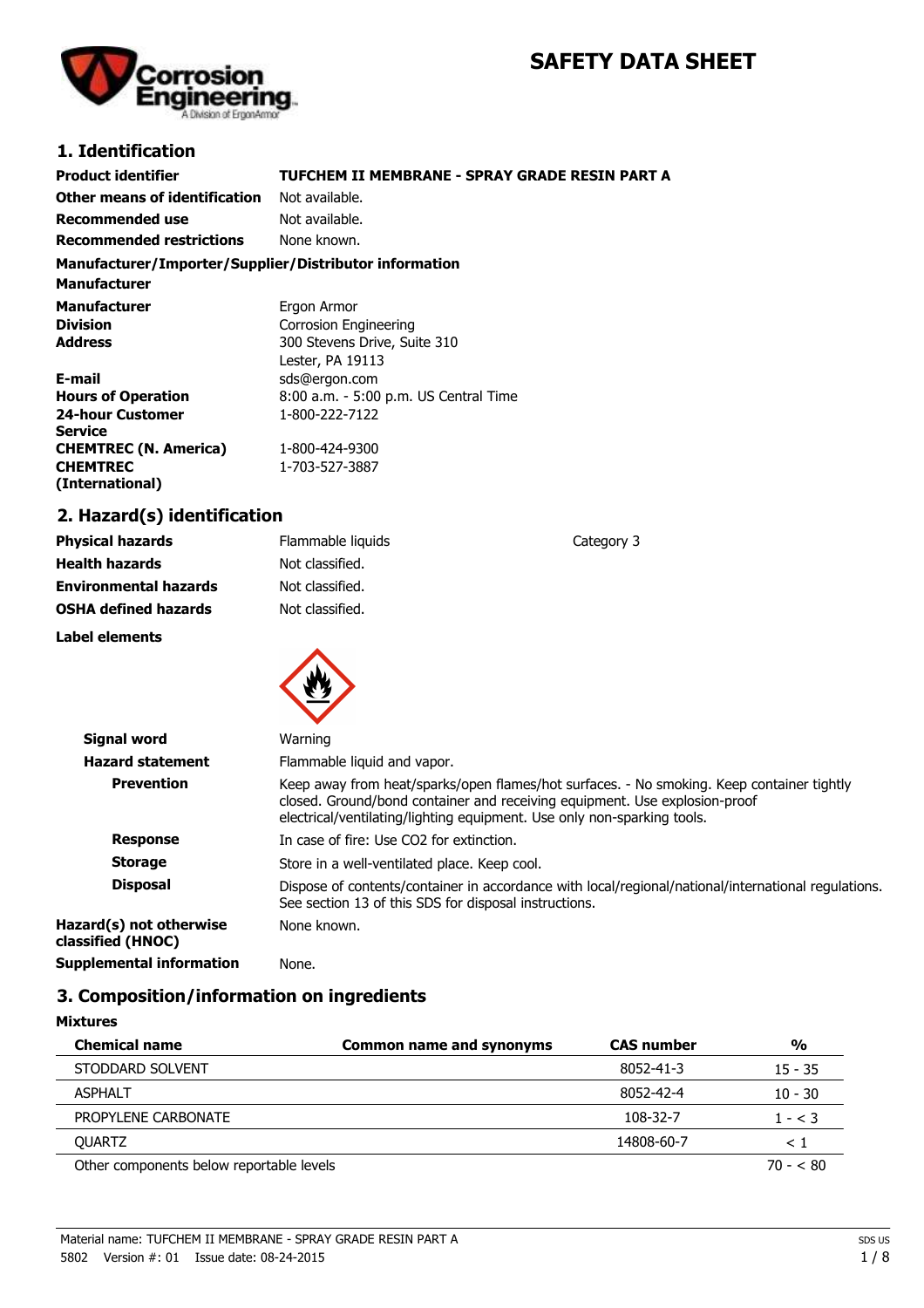# SAFETY DATA SHEET

## 1. Identification

| | |
|---|---|
| **Product identifier** | **TUFCHEM II MEMBRANE - SPRAY GRADE RESIN PART A** |
| **Other means of identification** | Not available. |
| **Recommended use** | Not available. |
| **Recommended restrictions** | None known. |

**Manufacturer/Importer/Supplier/Distributor information**

**Manufacturer**

| | |
|---|---|
| **Manufacturer** | Ergon Armor |
| **Division** | Corrosion Engineering |
| **Address** | 300 Stevens Drive, Suite 310<br>Lester, PA 19113 |
| **E-mail** | sds@ergon.com |
| **Hours of Operation** | 8:00 a.m. - 5:00 p.m. US Central Time |
| **24-hour Customer Service** | 1-800-222-7122 |
| **CHEMTREC (N. America)** | 1-800-424-9300 |
| **CHEMTREC (International)** | 1-703-527-3887 |

## 2. Hazard(s) identification

| | | |
|---|---|---|
| **Physical hazards** | Flammable liquids | Category 3 |
| **Health hazards** | Not classified. | |
| **Environmental hazards** | Not classified. | |
| **OSHA defined hazards** | Not classified. | |

**Label elements**

| | |
|---|---|
| **Signal word** | Warning |
| **Hazard statement** | Flammable liquid and vapor. |
| **Prevention** | Keep away from heat/sparks/open flames/hot surfaces. - No smoking. Keep container tightly closed. Ground/bond container and receiving equipment. Use explosion-proof electrical/ventilating/lighting equipment. Use only non-sparking tools. |
| **Response** | In case of fire: Use CO2 for extinction. |
| **Storage** | Store in a well-ventilated place. Keep cool. |
| **Disposal** | Dispose of contents/container in accordance with local/regional/national/international regulations. See section 13 of this SDS for disposal instructions. |
| **Hazard(s) not otherwise classified (HNOC)** | None known. |
| **Supplemental information** | None. |

## 3. Composition/information on ingredients

**Mixtures**

| Chemical name | Common name and synonyms | CAS number | % |
|---|---|---|---|
| STODDARD SOLVENT | | 8052-41-3 | 15 - 35 |
| ASPHALT | | 8052-42-4 | 10 - 30 |
| PROPYLENE CARBONATE | | 108-32-7 | 1 - < 3 |
| QUARTZ | | 14808-60-7 | < 1 |
| Other components below reportable levels | | | 70 - < 80 |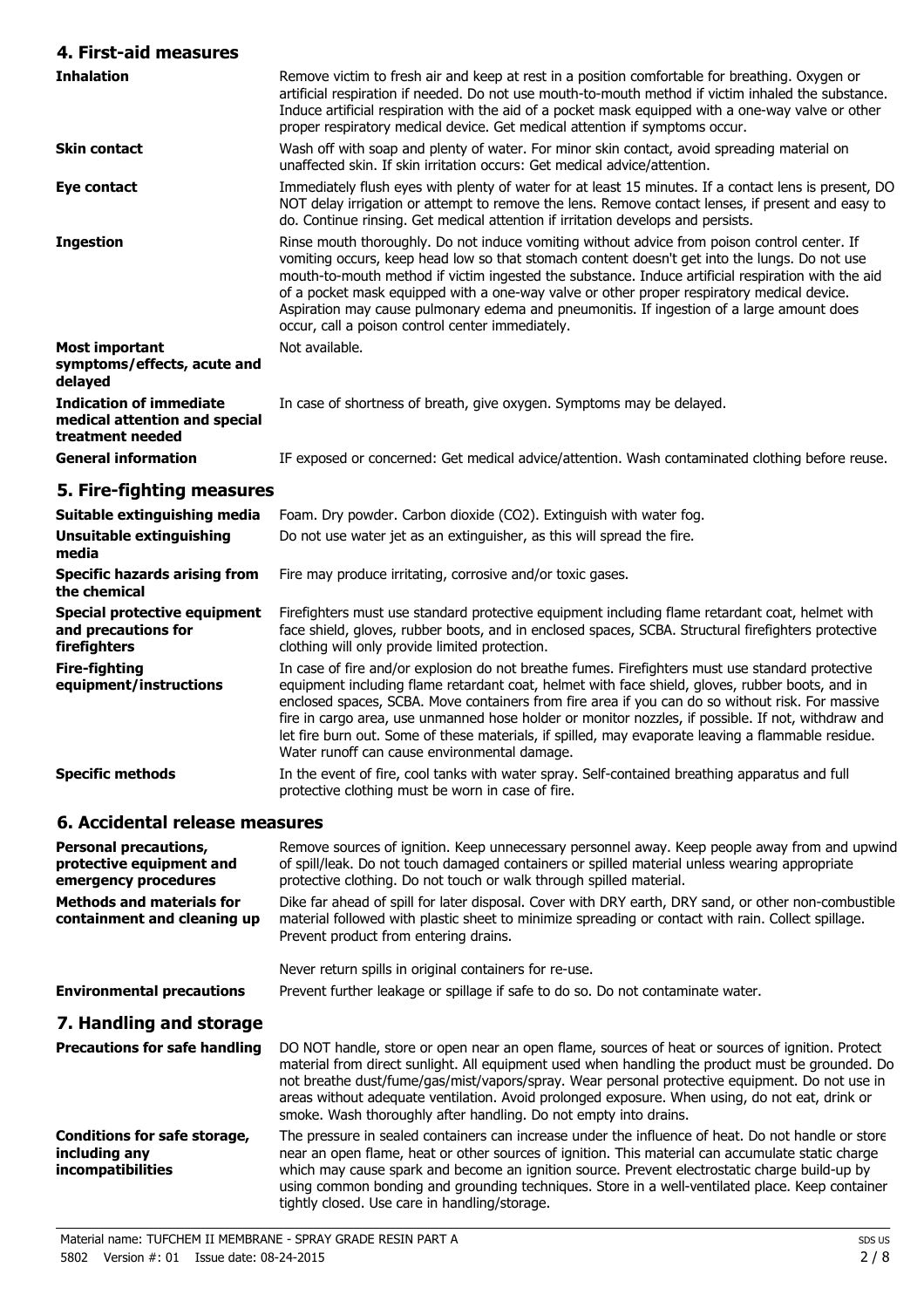## 4. First-aid measures

| | |
|---|---|
| **Inhalation** | Remove victim to fresh air and keep at rest in a position comfortable for breathing. Oxygen or artificial respiration if needed. Do not use mouth-to-mouth method if victim inhaled the substance. Induce artificial respiration with the aid of a pocket mask equipped with a one-way valve or other proper respiratory medical device. Get medical attention if symptoms occur. |
| **Skin contact** | Wash off with soap and plenty of water. For minor skin contact, avoid spreading material on unaffected skin. If skin irritation occurs: Get medical advice/attention. |
| **Eye contact** | Immediately flush eyes with plenty of water for at least 15 minutes. If a contact lens is present, DO NOT delay irrigation or attempt to remove the lens. Remove contact lenses, if present and easy to do. Continue rinsing. Get medical attention if irritation develops and persists. |
| **Ingestion** | Rinse mouth thoroughly. Do not induce vomiting without advice from poison control center. If vomiting occurs, keep head low so that stomach content doesn't get into the lungs. Do not use mouth-to-mouth method if victim ingested the substance. Induce artificial respiration with the aid of a pocket mask equipped with a one-way valve or other proper respiratory medical device. Aspiration may cause pulmonary edema and pneumonitis. If ingestion of a large amount does occur, call a poison control center immediately. |
| **Most important symptoms/effects, acute and delayed** | Not available. |
| **Indication of immediate medical attention and special treatment needed** | In case of shortness of breath, give oxygen. Symptoms may be delayed. |
| **General information** | IF exposed or concerned: Get medical advice/attention. Wash contaminated clothing before reuse. |

## 5. Fire-fighting measures

| | |
|---|---|
| **Suitable extinguishing media** | Foam. Dry powder. Carbon dioxide ($CO_2$). Extinguish with water fog. |
| **Unsuitable extinguishing media** | Do not use water jet as an extinguisher, as this will spread the fire. |
| **Specific hazards arising from the chemical** | Fire may produce irritating, corrosive and/or toxic gases. |
| **Special protective equipment and precautions for firefighters** | Firefighters must use standard protective equipment including flame retardant coat, helmet with face shield, gloves, rubber boots, and in enclosed spaces, SCBA. Structural firefighters protective clothing will only provide limited protection. |
| **Fire-fighting equipment/instructions** | In case of fire and/or explosion do not breathe fumes. Firefighters must use standard protective equipment including flame retardant coat, helmet with face shield, gloves, rubber boots, and in enclosed spaces, SCBA. Move containers from fire area if you can do so without risk. For massive fire in cargo area, use unmanned hose holder or monitor nozzles, if possible. If not, withdraw and let fire burn out. Some of these materials, if spilled, may evaporate leaving a flammable residue. Water runoff can cause environmental damage. |
| **Specific methods** | In the event of fire, cool tanks with water spray. Self-contained breathing apparatus and full protective clothing must be worn in case of fire. |

## 6. Accidental release measures

| | |
|---|---|
| **Personal precautions, protective equipment and emergency procedures** | Remove sources of ignition. Keep unnecessary personnel away. Keep people away from and upwind of spill/leak. Do not touch damaged containers or spilled material unless wearing appropriate protective clothing. Do not touch or walk through spilled material. |
| **Methods and materials for containment and cleaning up** | Dike far ahead of spill for later disposal. Cover with DRY earth, DRY sand, or other non-combustible material followed with plastic sheet to minimize spreading or contact with rain. Collect spillage. Prevent product from entering drains.<br><br>Never return spills in original containers for re-use. |
| **Environmental precautions** | Prevent further leakage or spillage if safe to do so. Do not contaminate water. |

## 7. Handling and storage

| | |
|---|---|
| **Precautions for safe handling** | DO NOT handle, store or open near an open flame, sources of heat or sources of ignition. Protect material from direct sunlight. All equipment used when handling the product must be grounded. Do not breathe dust/fume/gas/mist/vapors/spray. Wear personal protective equipment. Do not use in areas without adequate ventilation. Avoid prolonged exposure. When using, do not eat, drink or smoke. Wash thoroughly after handling. Do not empty into drains. |
| **Conditions for safe storage, including any incompatibilities** | The pressure in sealed containers can increase under the influence of heat. Do not handle or store near an open flame, heat or other sources of ignition. This material can accumulate static charge which may cause spark and become an ignition source. Prevent electrostatic charge build-up by using common bonding and grounding techniques. Store in a well-ventilated place. Keep container tightly closed. Use care in handling/storage. |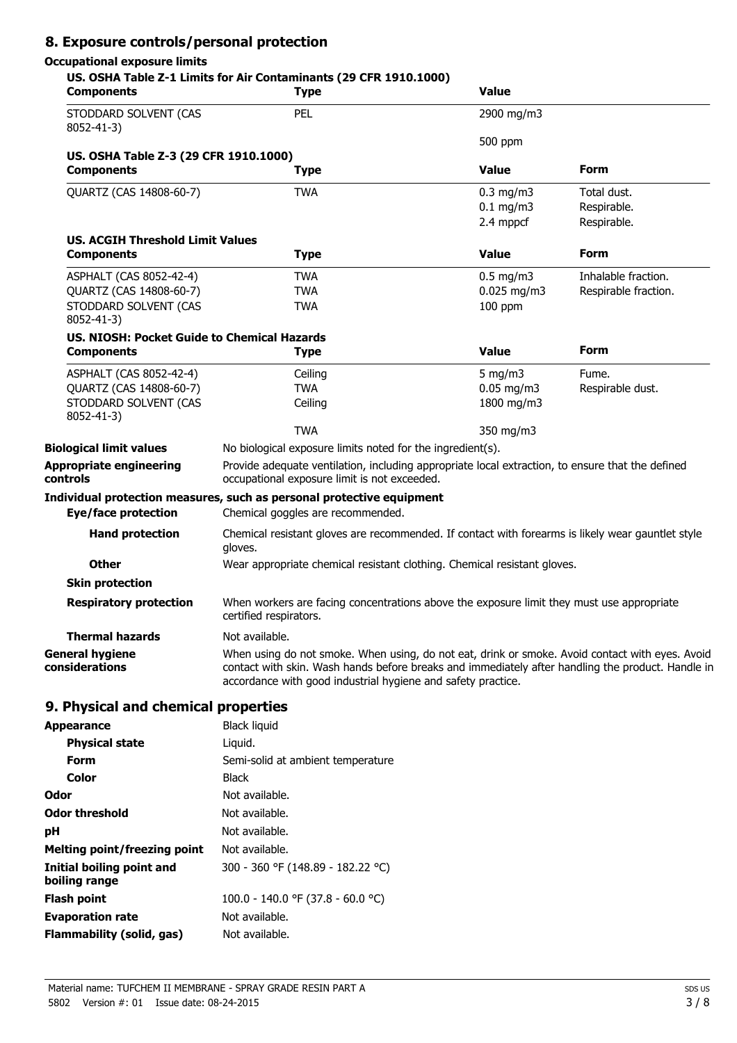## 8. Exposure controls/personal protection

### Occupational exposure limits

**US. OSHA Table Z-1 Limits for Air Contaminants (29 CFR 1910.1000)**

| Components | Type | Value |
|---|---|---|
| STODDARD SOLVENT (CAS 8052-41-3) | PEL | 2900 mg/m3 |
| | | 500 ppm |

**US. OSHA Table Z-3 (29 CFR 1910.1000)**

| Components | Type | Value | Form |
|---|---|---|---|
| QUARTZ (CAS 14808-60-7) | TWA | 0.3 mg/m3 | Total dust. |
| | | 0.1 mg/m3 | Respirable. |
| | | 2.4 mppcf | Respirable. |

**US. ACGIH Threshold Limit Values**

| Components | Type | Value | Form |
|---|---|---|---|
| ASPHALT (CAS 8052-42-4) | TWA | 0.5 mg/m3 | Inhalable fraction. |
| QUARTZ (CAS 14808-60-7) | TWA | 0.025 mg/m3 | Respirable fraction. |
| STODDARD SOLVENT (CAS 8052-41-3) | TWA | 100 ppm | |

**US. NIOSH: Pocket Guide to Chemical Hazards**

| Components | Type | Value | Form |
|---|---|---|---|
| ASPHALT (CAS 8052-42-4) | Ceiling | 5 mg/m3 | Fume. |
| QUARTZ (CAS 14808-60-7) | TWA | 0.05 mg/m3 | Respirable dust. |
| STODDARD SOLVENT (CAS 8052-41-3) | Ceiling | 1800 mg/m3 | |
| | TWA | 350 mg/m3 | |

**Biological limit values** No biological exposure limits noted for the ingredient(s).

**Appropriate engineering controls** Provide adequate ventilation, including appropriate local extraction, to ensure that the defined occupational exposure limit is not exceeded.

### Individual protection measures, such as personal protective equipment

**Eye/face protection** Chemical goggles are recommended.

**Hand protection** Chemical resistant gloves are recommended. If contact with forearms is likely wear gauntlet style gloves.

**Other** Wear appropriate chemical resistant clothing. Chemical resistant gloves.

**Skin protection**

**Respiratory protection** When workers are facing concentrations above the exposure limit they must use appropriate certified respirators.

**Thermal hazards** Not available.

**General hygiene considerations** When using do not smoke. When using, do not eat, drink or smoke. Avoid contact with eyes. Avoid contact with skin. Wash hands before breaks and immediately after handling the product. Handle in accordance with good industrial hygiene and safety practice.

## 9. Physical and chemical properties

| | |
|---|---|
| **Appearance** | Black liquid |
| **Physical state** | Liquid. |
| **Form** | Semi-solid at ambient temperature |
| **Color** | Black |
| **Odor** | Not available. |
| **Odor threshold** | Not available. |
| **pH** | Not available. |
| **Melting point/freezing point** | Not available. |
| **Initial boiling point and boiling range** | 300 - 360 °F (148.89 - 182.22 °C) |
| **Flash point** | 100.0 - 140.0 °F (37.8 - 60.0 °C) |
| **Evaporation rate** | Not available. |
| **Flammability (solid, gas)** | Not available. |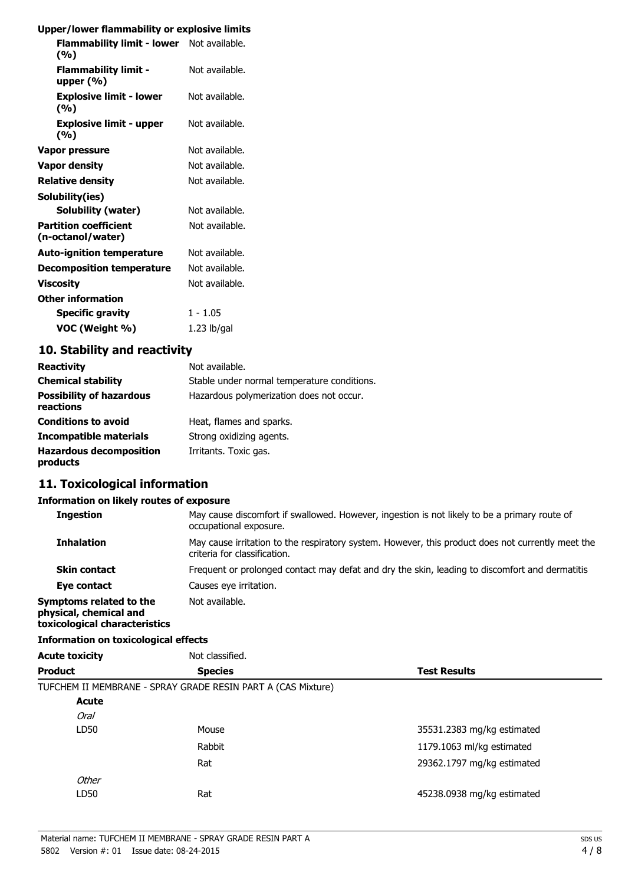**Upper/lower flammability or explosive limits**

| | |
|---|---|
| **Flammability limit - lower (%)** | Not available. |
| **Flammability limit - upper (%)** | Not available. |
| **Explosive limit - lower (%)** | Not available. |
| **Explosive limit - upper (%)** | Not available. |
| **Vapor pressure** | Not available. |
| **Vapor density** | Not available. |
| **Relative density** | Not available. |
| **Solubility(ies)** | |
| **Solubility (water)** | Not available. |
| **Partition coefficient (n-octanol/water)** | Not available. |
| **Auto-ignition temperature** | Not available. |
| **Decomposition temperature** | Not available. |
| **Viscosity** | Not available. |
| **Other information** | |
| **Specific gravity** | 1 - 1.05 |
| **VOC (Weight %)** | 1.23 lb/gal |

## 10. Stability and reactivity

| | |
|---|---|
| **Reactivity** | Not available. |
| **Chemical stability** | Stable under normal temperature conditions. |
| **Possibility of hazardous reactions** | Hazardous polymerization does not occur. |
| **Conditions to avoid** | Heat, flames and sparks. |
| **Incompatible materials** | Strong oxidizing agents. |
| **Hazardous decomposition products** | Irritants. Toxic gas. |

## 11. Toxicological information

**Information on likely routes of exposure**

| | |
|---|---|
| **Ingestion** | May cause discomfort if swallowed. However, ingestion is not likely to be a primary route of occupational exposure. |
| **Inhalation** | May cause irritation to the respiratory system. However, this product does not currently meet the criteria for classification. |
| **Skin contact** | Frequent or prolonged contact may defat and dry the skin, leading to discomfort and dermatitis |
| **Eye contact** | Causes eye irritation. |
| **Symptoms related to the physical, chemical and toxicological characteristics** | Not available. |

**Information on toxicological effects**

**Acute toxicity** Not classified.

| **Product** | **Species** | **Test Results** |
|---|---|---|
| TUFCHEM II MEMBRANE - SPRAY GRADE RESIN PART A (CAS Mixture) | | |
| **Acute** | | |
| *Oral* | | |
| LD50 | Mouse | 35531.2383 mg/kg estimated |
| | Rabbit | 1179.1063 ml/kg estimated |
| | Rat | 29362.1797 mg/kg estimated |
| *Other* | | |
| LD50 | Rat | 45238.0938 mg/kg estimated |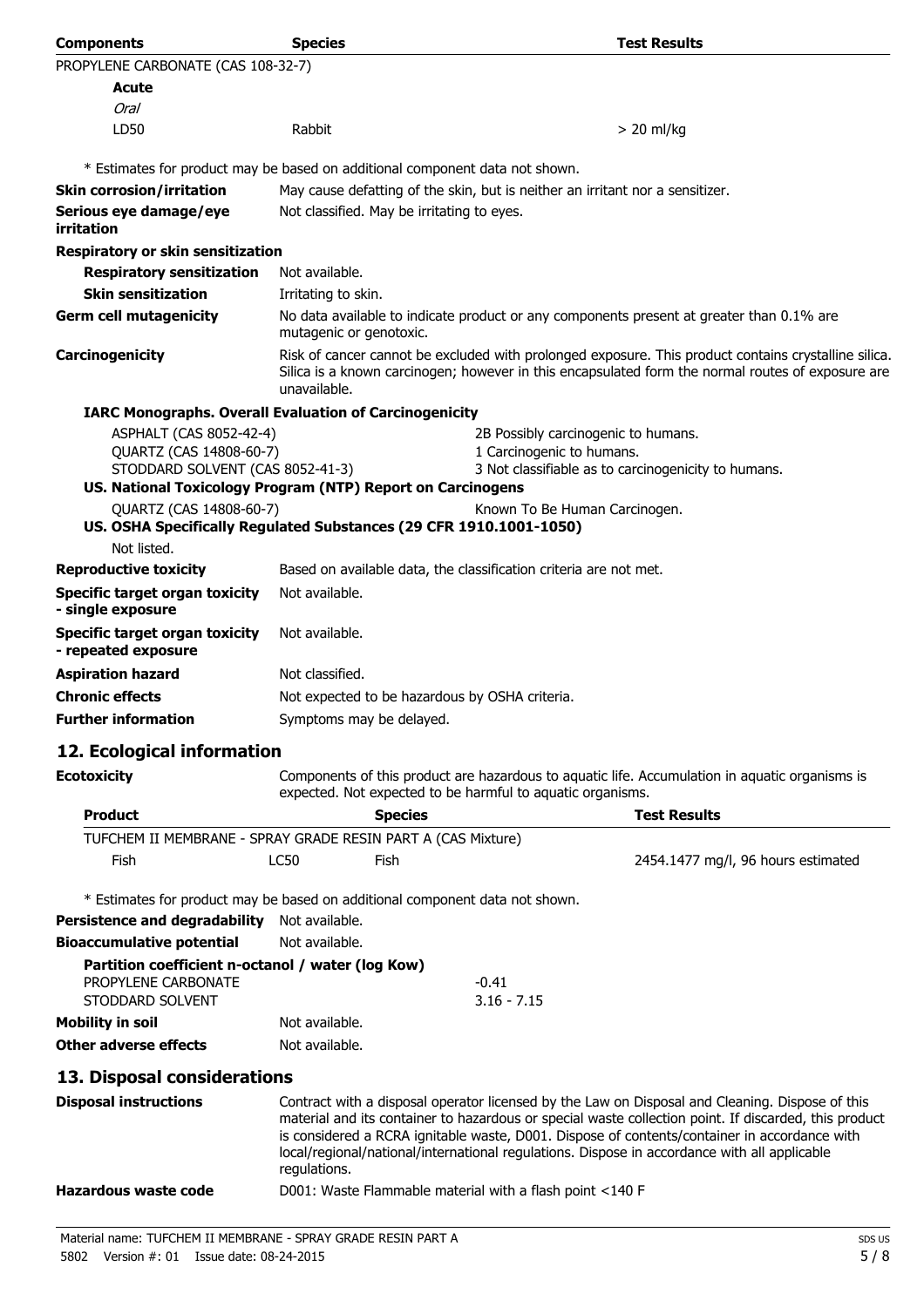| Components | Species | Test Results |
| --- | --- | --- |
| PROPYLENE CARBONATE (CAS 108-32-7) | | |
| **Acute** | | |
| *Oral* | | |
| LD50 | Rabbit | > 20 ml/kg |

\* Estimates for product may be based on additional component data not shown.

**Skin corrosion/irritation** May cause defatting of the skin, but is neither an irritant nor a sensitizer.

**Serious eye damage/eye irritation** Not classified. May be irritating to eyes.

**Respiratory or skin sensitization**

**Respiratory sensitization** Not available.

**Skin sensitization** Irritating to skin.

**Germ cell mutagenicity** No data available to indicate product or any components present at greater than 0.1% are mutagenic or genotoxic.

**Carcinogenicity** Risk of cancer cannot be excluded with prolonged exposure. This product contains crystalline silica. Silica is a known carcinogen; however in this encapsulated form the normal routes of exposure are unavailable.

**IARC Monographs. Overall Evaluation of Carcinogenicity**

| | |
| --- | --- |
| ASPHALT (CAS 8052-42-4) | 2B Possibly carcinogenic to humans. |
| QUARTZ (CAS 14808-60-7) | 1 Carcinogenic to humans. |
| STODDARD SOLVENT (CAS 8052-41-3) | 3 Not classifiable as to carcinogenicity to humans. |

**US. National Toxicology Program (NTP) Report on Carcinogens**

| | |
| --- | --- |
| QUARTZ (CAS 14808-60-7) | Known To Be Human Carcinogen. |

**US. OSHA Specifically Regulated Substances (29 CFR 1910.1001-1050)**

Not listed.

**Reproductive toxicity** Based on available data, the classification criteria are not met.

**Specific target organ toxicity - single exposure** Not available.

**Specific target organ toxicity - repeated exposure** Not available.

**Aspiration hazard** Not classified.

**Chronic effects** Not expected to be hazardous by OSHA criteria.

**Further information** Symptoms may be delayed.

## 12. Ecological information

**Ecotoxicity** Components of this product are hazardous to aquatic life. Accumulation in aquatic organisms is expected. Not expected to be harmful to aquatic organisms.

| Product | | Species | Test Results |
| --- | --- | --- | --- |
| TUFCHEM II MEMBRANE - SPRAY GRADE RESIN PART A (CAS Mixture) | | | |
| Fish | LC50 | Fish | 2454.1477 mg/l, 96 hours estimated |

\* Estimates for product may be based on additional component data not shown.

**Persistence and degradability** Not available.

**Bioaccumulative potential** Not available.

**Partition coefficient n-octanol / water (log Kow)**

| | |
| --- | --- |
| PROPYLENE CARBONATE | -0.41 |
| STODDARD SOLVENT | 3.16 - 7.15 |

**Mobility in soil** Not available.

**Other adverse effects** Not available.

## 13. Disposal considerations

**Disposal instructions** Contract with a disposal operator licensed by the Law on Disposal and Cleaning. Dispose of this material and its container to hazardous or special waste collection point. If discarded, this product is considered a RCRA ignitable waste, D001. Dispose of contents/container in accordance with local/regional/national/international regulations. Dispose in accordance with all applicable regulations.

**Hazardous waste code** D001: Waste Flammable material with a flash point <140 F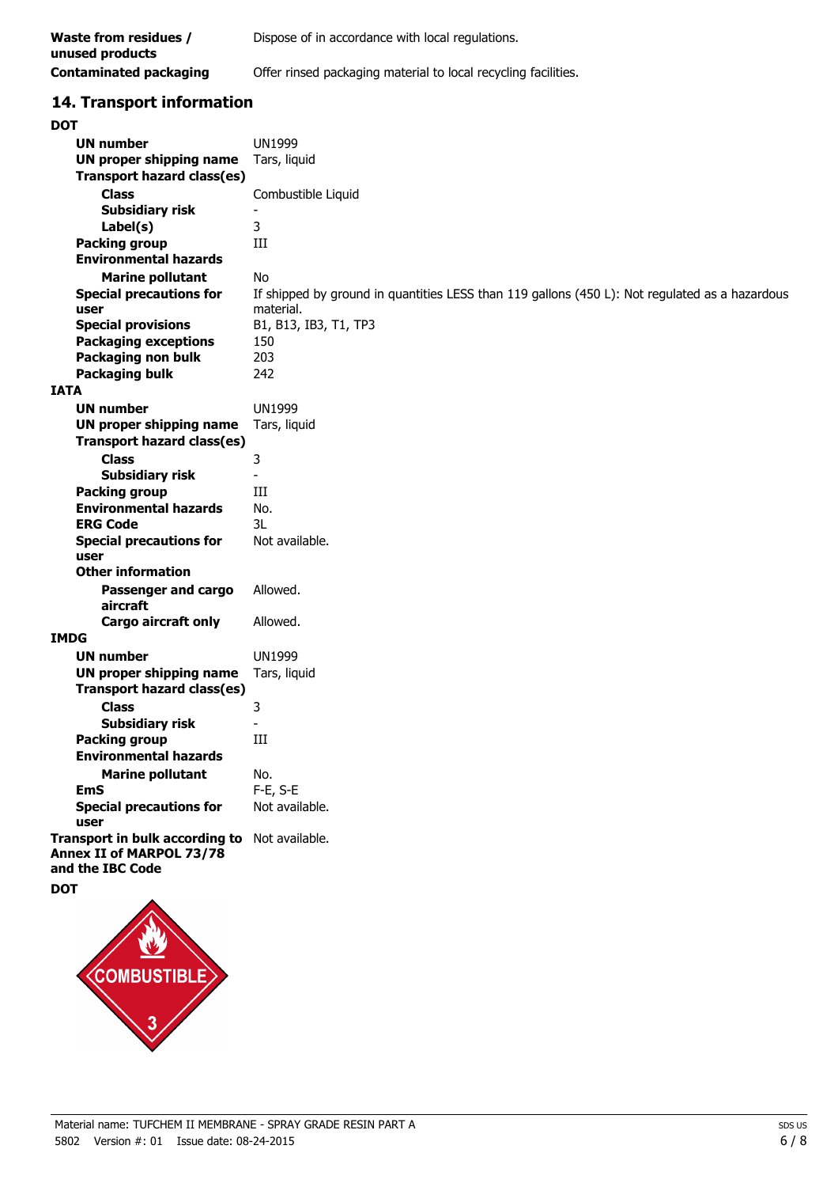| | |
|---|---|
| **Waste from residues / unused products** | Dispose of in accordance with local regulations. |
| **Contaminated packaging** | Offer rinsed packaging material to local recycling facilities. |

## 14. Transport information

**DOT**

| | |
|---|---|
| **UN number** | UN1999 |
| **UN proper shipping name** | Tars, liquid |
| **Transport hazard class(es)** | |
| **Class** | Combustible Liquid |
| **Subsidiary risk** | - |
| **Label(s)** | 3 |
| **Packing group** | III |
| **Environmental hazards** | |
| **Marine pollutant** | No |
| **Special precautions for user** | If shipped by ground in quantities LESS than 119 gallons (450 L): Not regulated as a hazardous material. |
| **Special provisions** | B1, B13, IB3, T1, TP3 |
| **Packaging exceptions** | 150 |
| **Packaging non bulk** | 203 |
| **Packaging bulk** | 242 |

**IATA**

| | |
|---|---|
| **UN number** | UN1999 |
| **UN proper shipping name** | Tars, liquid |
| **Transport hazard class(es)** | |
| **Class** | 3 |
| **Subsidiary risk** | - |
| **Packing group** | III |
| **Environmental hazards** | No. |
| **ERG Code** | 3L |
| **Special precautions for user** | Not available. |
| **Other information** | |
| **Passenger and cargo aircraft** | Allowed. |
| **Cargo aircraft only** | Allowed. |

**IMDG**

| | |
|---|---|
| **UN number** | UN1999 |
| **UN proper shipping name** | Tars, liquid |
| **Transport hazard class(es)** | |
| **Class** | 3 |
| **Subsidiary risk** | - |
| **Packing group** | III |
| **Environmental hazards** | |
| **Marine pollutant** | No. |
| **EmS** | F-E, S-E |
| **Special precautions for user** | Not available. |
| **Transport in bulk according to Annex II of MARPOL 73/78 and the IBC Code** | Not available. |

**DOT**

COMBUSTIBLE 3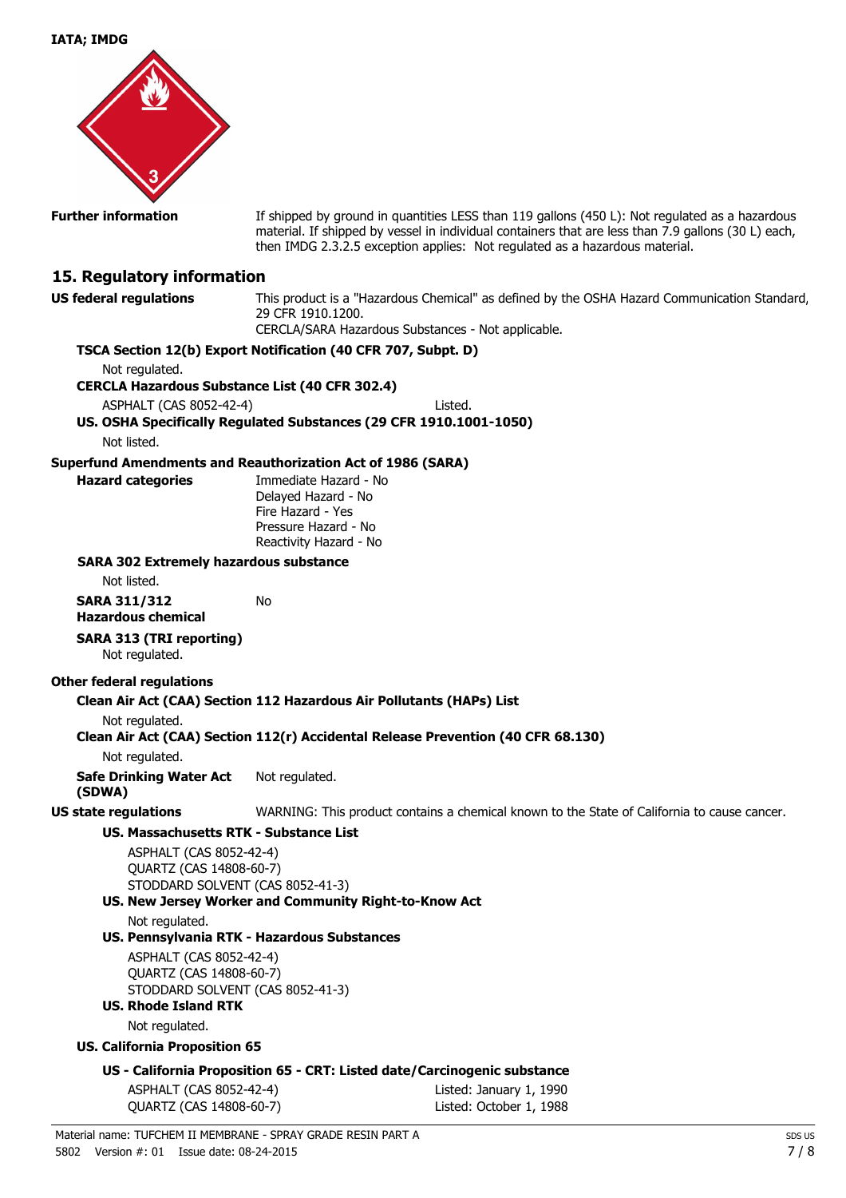**IATA; IMDG**

**Further information** If shipped by ground in quantities LESS than 119 gallons (450 L): Not regulated as a hazardous material. If shipped by vessel in individual containers that are less than 7.9 gallons (30 L) each, then IMDG 2.3.2.5 exception applies: Not regulated as a hazardous material.

## 15. Regulatory information

**US federal regulations** This product is a "Hazardous Chemical" as defined by the OSHA Hazard Communication Standard, 29 CFR 1910.1200.
CERCLA/SARA Hazardous Substances - Not applicable.

**TSCA Section 12(b) Export Notification (40 CFR 707, Subpt. D)**

Not regulated.

**CERCLA Hazardous Substance List (40 CFR 302.4)**

ASPHALT (CAS 8052-42-4) Listed.

**US. OSHA Specifically Regulated Substances (29 CFR 1910.1001-1050)**

Not listed.

**Superfund Amendments and Reauthorization Act of 1986 (SARA)**

**Hazard categories**
Immediate Hazard - No
Delayed Hazard - No
Fire Hazard - Yes
Pressure Hazard - No
Reactivity Hazard - No

**SARA 302 Extremely hazardous substance**

Not listed.

**SARA 311/312 Hazardous chemical** No

**SARA 313 (TRI reporting)**

Not regulated.

**Other federal regulations**

**Clean Air Act (CAA) Section 112 Hazardous Air Pollutants (HAPs) List**

Not regulated.

**Clean Air Act (CAA) Section 112(r) Accidental Release Prevention (40 CFR 68.130)**

Not regulated.

**Safe Drinking Water Act (SDWA)** Not regulated.

**US state regulations** WARNING: This product contains a chemical known to the State of California to cause cancer.

**US. Massachusetts RTK - Substance List**

ASPHALT (CAS 8052-42-4)
QUARTZ (CAS 14808-60-7)
STODDARD SOLVENT (CAS 8052-41-3)

**US. New Jersey Worker and Community Right-to-Know Act**

Not regulated.

**US. Pennsylvania RTK - Hazardous Substances**

ASPHALT (CAS 8052-42-4)
QUARTZ (CAS 14808-60-7)
STODDARD SOLVENT (CAS 8052-41-3)

**US. Rhode Island RTK**

Not regulated.

**US. California Proposition 65**

**US - California Proposition 65 - CRT: Listed date/Carcinogenic substance**

ASPHALT (CAS 8052-42-4) Listed: January 1, 1990
QUARTZ (CAS 14808-60-7) Listed: October 1, 1988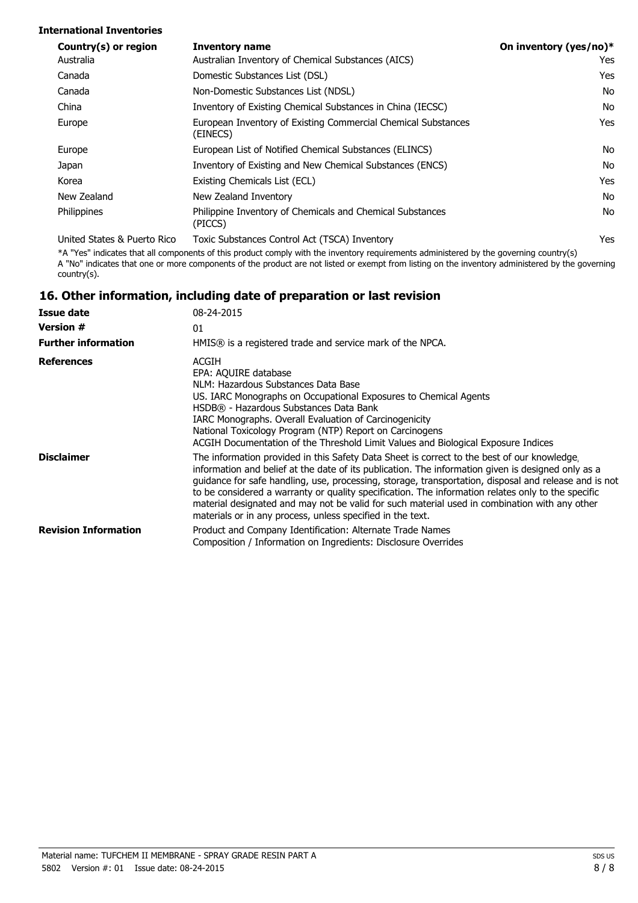**International Inventories**

| Country(s) or region | Inventory name | On inventory (yes/no)* |
| --- | --- | --- |
| Australia | Australian Inventory of Chemical Substances (AICS) | Yes |
| Canada | Domestic Substances List (DSL) | Yes |
| Canada | Non-Domestic Substances List (NDSL) | No |
| China | Inventory of Existing Chemical Substances in China (IECSC) | No |
| Europe | European Inventory of Existing Commercial Chemical Substances (EINECS) | Yes |
| Europe | European List of Notified Chemical Substances (ELINCS) | No |
| Japan | Inventory of Existing and New Chemical Substances (ENCS) | No |
| Korea | Existing Chemicals List (ECL) | Yes |
| New Zealand | New Zealand Inventory | No |
| Philippines | Philippine Inventory of Chemicals and Chemical Substances (PICCS) | No |
| United States & Puerto Rico | Toxic Substances Control Act (TSCA) Inventory | Yes |

*A "Yes" indicates that all components of this product comply with the inventory requirements administered by the governing country(s)
A "No" indicates that one or more components of the product are not listed or exempt from listing on the inventory administered by the governing country(s).

## 16. Other information, including date of preparation or last revision

**Issue date** 08-24-2015

**Version #** 01

**Further information** HMIS® is a registered trade and service mark of the NPCA.

**References**
ACGIH
EPA: AQUIRE database
NLM: Hazardous Substances Data Base
US. IARC Monographs on Occupational Exposures to Chemical Agents
HSDB® - Hazardous Substances Data Bank
IARC Monographs. Overall Evaluation of Carcinogenicity
National Toxicology Program (NTP) Report on Carcinogens
ACGIH Documentation of the Threshold Limit Values and Biological Exposure Indices

**Disclaimer** The information provided in this Safety Data Sheet is correct to the best of our knowledge, information and belief at the date of its publication. The information given is designed only as a guidance for safe handling, use, processing, storage, transportation, disposal and release and is not to be considered a warranty or quality specification. The information relates only to the specific material designated and may not be valid for such material used in combination with any other materials or in any process, unless specified in the text.

**Revision Information**
Product and Company Identification: Alternate Trade Names
Composition / Information on Ingredients: Disclosure Overrides